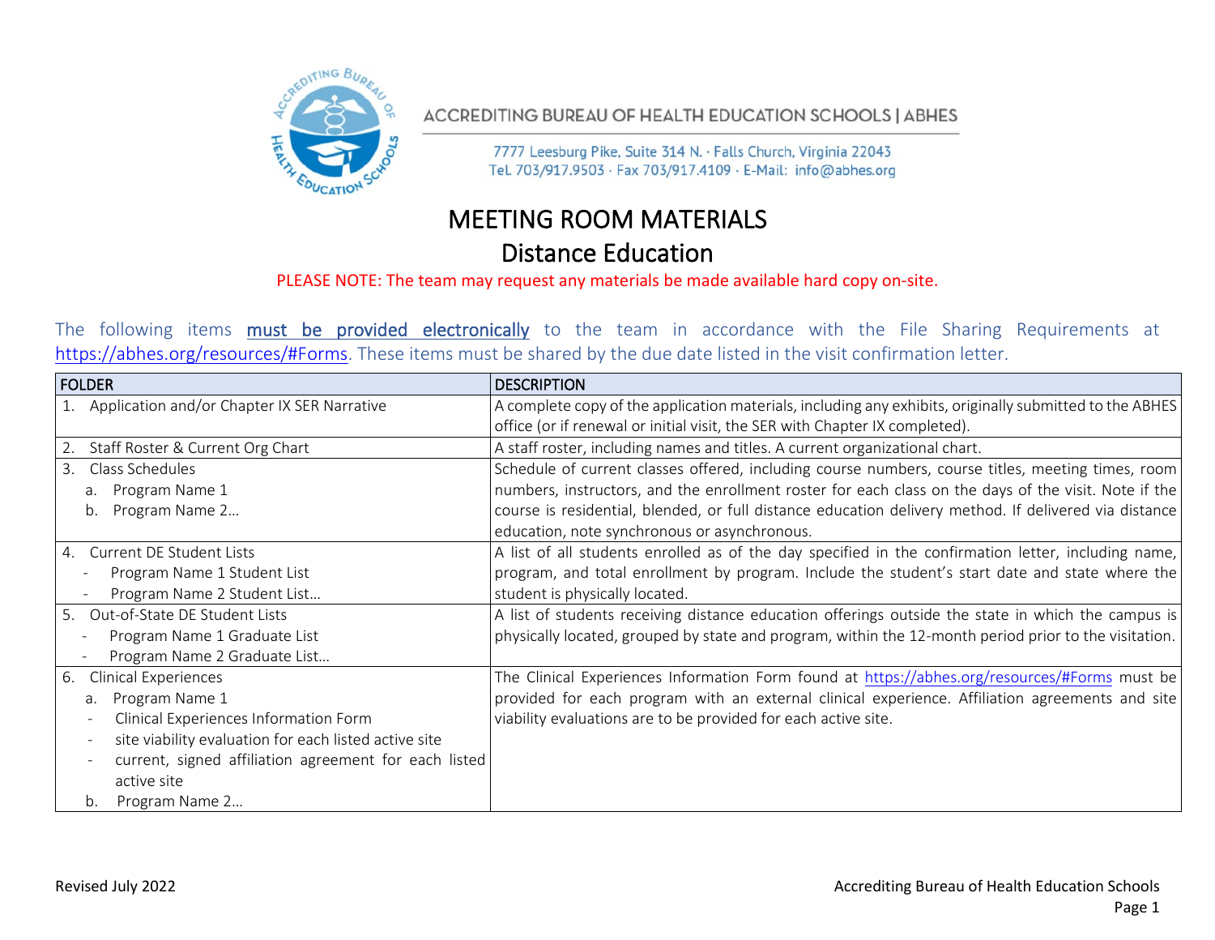ACCREDITING BUREAU OF HEALTH EDUCATION SCHOOLS | ABHES

7777 Leesburg Pike, Suite 314 N. · Falls Church, Virginia 22043
Tel. 703/917.9503 · Fax 703/917.4109 · E-Mail: info@abhes.org

# MEETING ROOM MATERIALS

## Distance Education

PLEASE NOTE: The team may request any materials be made available hard copy on-site.

The following items **must be provided electronically** to the team in accordance with the File Sharing Requirements at https://abhes.org/resources/#Forms. These items must be shared by the due date listed in the visit confirmation letter.

| FOLDER | DESCRIPTION |
|---|---|
| 1. Application and/or Chapter IX SER Narrative | A complete copy of the application materials, including any exhibits, originally submitted to the ABHES office (or if renewal or initial visit, the SER with Chapter IX completed). |
| 2. Staff Roster & Current Org Chart | A staff roster, including names and titles. A current organizational chart. |
| 3. Class Schedules<br>a. Program Name 1<br>b. Program Name 2… | Schedule of current classes offered, including course numbers, course titles, meeting times, room numbers, instructors, and the enrollment roster for each class on the days of the visit. Note if the course is residential, blended, or full distance education delivery method. If delivered via distance education, note synchronous or asynchronous. |
| 4. Current DE Student Lists<br>- Program Name 1 Student List<br>- Program Name 2 Student List… | A list of all students enrolled as of the day specified in the confirmation letter, including name, program, and total enrollment by program. Include the student's start date and state where the student is physically located. |
| 5. Out-of-State DE Student Lists<br>- Program Name 1 Graduate List<br>- Program Name 2 Graduate List… | A list of students receiving distance education offerings outside the state in which the campus is physically located, grouped by state and program, within the 12-month period prior to the visitation. |
| 6. Clinical Experiences<br>a. Program Name 1<br>- Clinical Experiences Information Form<br>- site viability evaluation for each listed active site<br>- current, signed affiliation agreement for each listed active site<br>b. Program Name 2… | The Clinical Experiences Information Form found at https://abhes.org/resources/#Forms must be provided for each program with an external clinical experience. Affiliation agreements and site viability evaluations are to be provided for each active site. |

Revised July 2022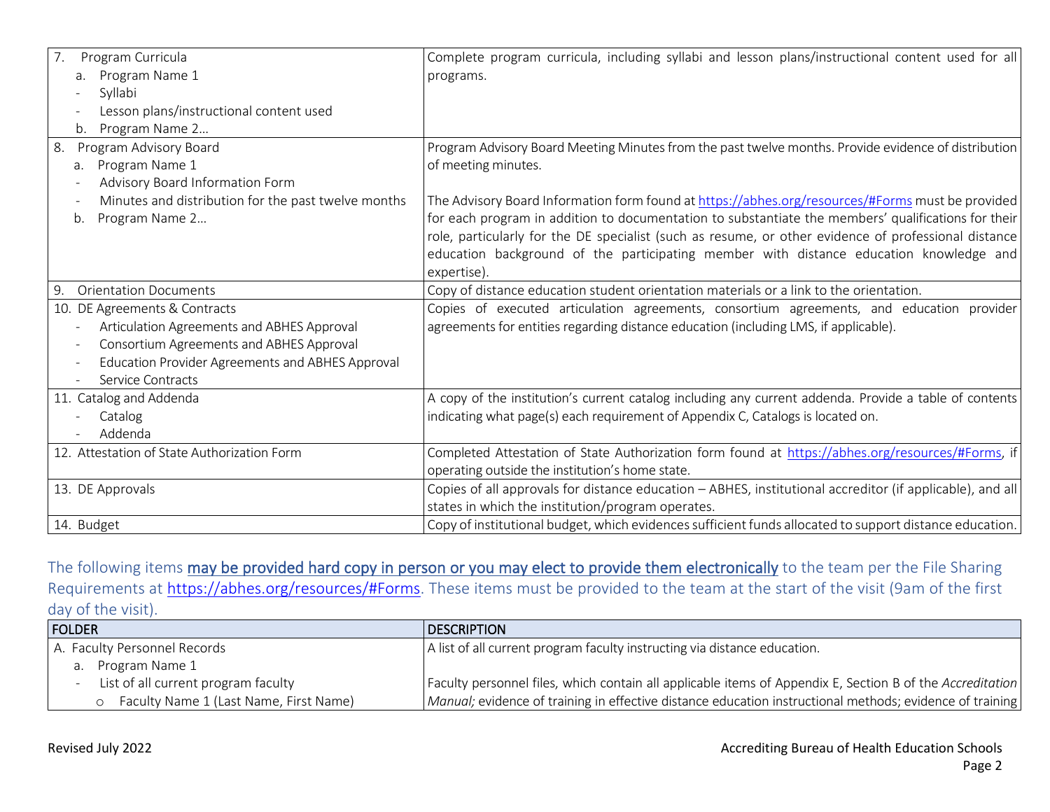| | |
|---|---|
| 7. Program Curricula<br>a. Program Name 1<br>- Syllabi<br>- Lesson plans/instructional content used<br>b. Program Name 2… | Complete program curricula, including syllabi and lesson plans/instructional content used for all programs. |
| 8. Program Advisory Board<br>a. Program Name 1<br>- Advisory Board Information Form<br>- Minutes and distribution for the past twelve months<br>b. Program Name 2… | Program Advisory Board Meeting Minutes from the past twelve months. Provide evidence of distribution of meeting minutes.<br><br>The Advisory Board Information form found at https://abhes.org/resources/#Forms must be provided for each program in addition to documentation to substantiate the members' qualifications for their role, particularly for the DE specialist (such as resume, or other evidence of professional distance education background of the participating member with distance education knowledge and expertise). |
| 9. Orientation Documents | Copy of distance education student orientation materials or a link to the orientation. |
| 10. DE Agreements & Contracts<br>- Articulation Agreements and ABHES Approval<br>- Consortium Agreements and ABHES Approval<br>- Education Provider Agreements and ABHES Approval<br>- Service Contracts | Copies of executed articulation agreements, consortium agreements, and education provider agreements for entities regarding distance education (including LMS, if applicable). |
| 11. Catalog and Addenda<br>- Catalog<br>- Addenda | A copy of the institution's current catalog including any current addenda. Provide a table of contents indicating what page(s) each requirement of Appendix C, Catalogs is located on. |
| 12. Attestation of State Authorization Form | Completed Attestation of State Authorization form found at https://abhes.org/resources/#Forms, if operating outside the institution's home state. |
| 13. DE Approvals | Copies of all approvals for distance education – ABHES, institutional accreditor (if applicable), and all states in which the institution/program operates. |
| 14. Budget | Copy of institutional budget, which evidences sufficient funds allocated to support distance education. |

The following items **may be provided hard copy in person or you may elect to provide them electronically** to the team per the File Sharing Requirements at https://abhes.org/resources/#Forms. These items must be provided to the team at the start of the visit (9am of the first day of the visit).

| FOLDER | DESCRIPTION |
|---|---|
| A. Faculty Personnel Records<br>a. Program Name 1<br>- List of all current program faculty<br>o Faculty Name 1 (Last Name, First Name) | A list of all current program faculty instructing via distance education.<br><br>Faculty personnel files, which contain all applicable items of Appendix E, Section B of the *Accreditation Manual;* evidence of training in effective distance education instructional methods; evidence of training |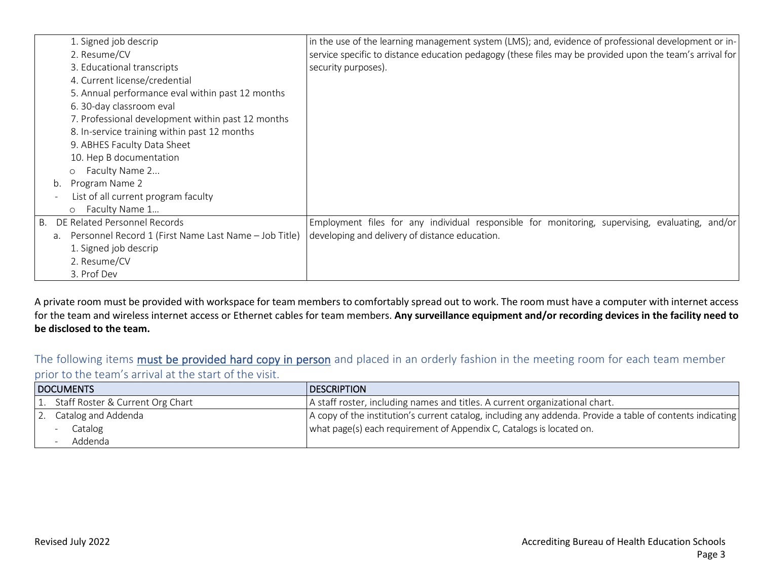| | |
|---|---|
| 1. Signed job descrip<br>2. Resume/CV<br>3. Educational transcripts<br>4. Current license/credential<br>5. Annual performance eval within past 12 months<br>6. 30-day classroom eval<br>7. Professional development within past 12 months<br>8. In-service training within past 12 months<br>9. ABHES Faculty Data Sheet<br>10. Hep B documentation<br>o Faculty Name 2…<br>b. Program Name 2<br>- List of all current program faculty<br>o Faculty Name 1… | in the use of the learning management system (LMS); and, evidence of professional development or in-service specific to distance education pedagogy (these files may be provided upon the team's arrival for security purposes). |
| B. DE Related Personnel Records<br>a. Personnel Record 1 (First Name Last Name – Job Title)<br>1. Signed job descrip<br>2. Resume/CV<br>3. Prof Dev | Employment files for any individual responsible for monitoring, supervising, evaluating, and/or developing and delivery of distance education. |

A private room must be provided with workspace for team members to comfortably spread out to work. The room must have a computer with internet access for the team and wireless internet access or Ethernet cables for team members. **Any surveillance equipment and/or recording devices in the facility need to be disclosed to the team.**

## The following items must be provided hard copy in person and placed in an orderly fashion in the meeting room for each team member prior to the team's arrival at the start of the visit.

| DOCUMENTS | DESCRIPTION |
|---|---|
| 1. Staff Roster & Current Org Chart | A staff roster, including names and titles. A current organizational chart. |
| 2. Catalog and Addenda<br>- Catalog<br>- Addenda | A copy of the institution's current catalog, including any addenda. Provide a table of contents indicating what page(s) each requirement of Appendix C, Catalogs is located on. |